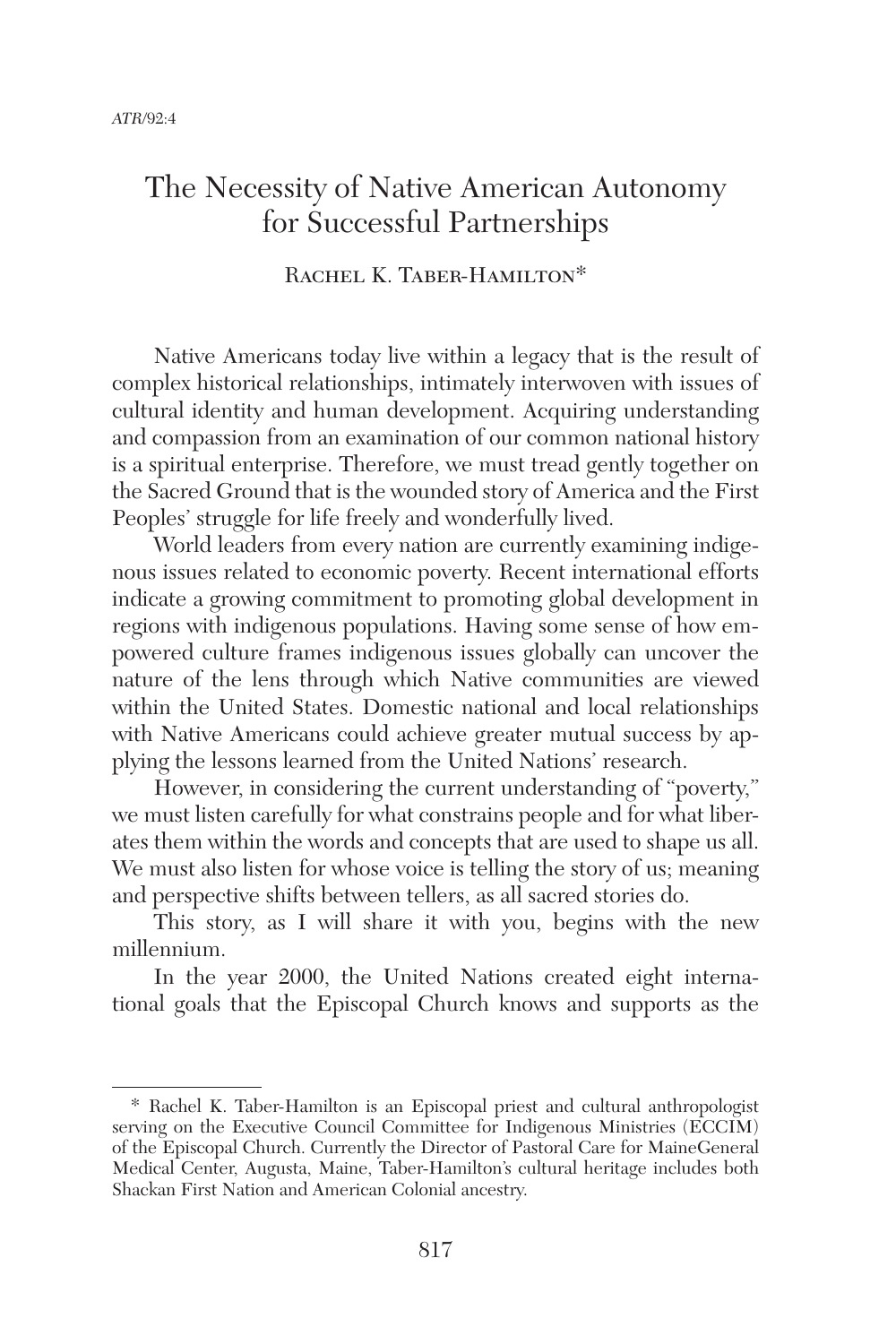# The Necessity of Native American Autonomy for Successful Partnerships

Rachel K. Taber-Hamilton*

Native Americans today live within a legacy that is the result of complex historical relationships, intimately interwoven with issues of cultural identity and human development. Acquiring understanding and compassion from an examination of our common national history is a spiritual enterprise. Therefore, we must tread gently together on the Sacred Ground that is the wounded story of America and the First Peoples' struggle for life freely and wonderfully lived.

World leaders from every nation are currently examining indigenous issues related to economic poverty. Recent international efforts indicate a growing commitment to promoting global development in regions with indigenous populations. Having some sense of how empowered culture frames indigenous issues globally can uncover the nature of the lens through which Native communities are viewed within the United States. Domestic national and local relationships with Native Americans could achieve greater mutual success by applying the lessons learned from the United Nations' research.

However, in considering the current understanding of "poverty," we must listen carefully for what constrains people and for what liberates them within the words and concepts that are used to shape us all. We must also listen for whose voice is telling the story of us; meaning and perspective shifts between tellers, as all sacred stories do.

This story, as I will share it with you, begins with the new millennium.

In the year 2000, the United Nations created eight international goals that the Episcopal Church knows and supports as the

---

\* Rachel K. Taber-Hamilton is an Episcopal priest and cultural anthropologist serving on the Executive Council Committee for Indigenous Ministries (ECCIM) of the Episcopal Church. Currently the Director of Pastoral Care for MaineGeneral Medical Center, Augusta, Maine, Taber-Hamilton's cultural heritage includes both Shackan First Nation and American Colonial ancestry.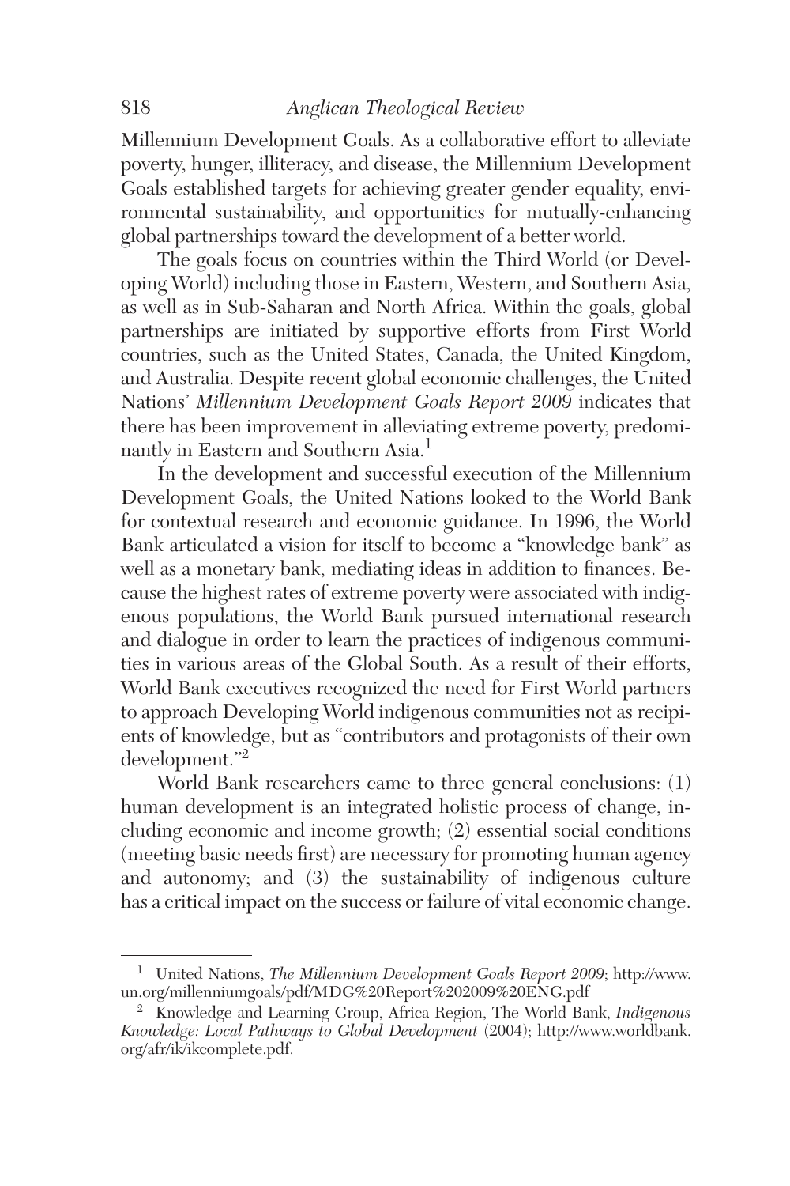Millennium Development Goals. As a collaborative effort to alleviate poverty, hunger, illiteracy, and disease, the Millennium Development Goals established targets for achieving greater gender equality, environmental sustainability, and opportunities for mutually-enhancing global partnerships toward the development of a better world.

The goals focus on countries within the Third World (or Developing World) including those in Eastern, Western, and Southern Asia, as well as in Sub-Saharan and North Africa. Within the goals, global partnerships are initiated by supportive efforts from First World countries, such as the United States, Canada, the United Kingdom, and Australia. Despite recent global economic challenges, the United Nations' *Millennium Development Goals Report 2009* indicates that there has been improvement in alleviating extreme poverty, predominantly in Eastern and Southern Asia.[1]

In the development and successful execution of the Millennium Development Goals, the United Nations looked to the World Bank for contextual research and economic guidance. In 1996, the World Bank articulated a vision for itself to become a "knowledge bank" as well as a monetary bank, mediating ideas in addition to finances. Because the highest rates of extreme poverty were associated with indigenous populations, the World Bank pursued international research and dialogue in order to learn the practices of indigenous communities in various areas of the Global South. As a result of their efforts, World Bank executives recognized the need for First World partners to approach Developing World indigenous communities not as recipients of knowledge, but as "contributors and protagonists of their own development."[2]

World Bank researchers came to three general conclusions: (1) human development is an integrated holistic process of change, including economic and income growth; (2) essential social conditions (meeting basic needs first) are necessary for promoting human agency and autonomy; and (3) the sustainability of indigenous culture has a critical impact on the success or failure of vital economic change.

---

[1] United Nations, *The Millennium Development Goals Report 2009*; http://www.un.org/millenniumgoals/pdf/MDG%20Report%202009%20ENG.pdf

[2] Knowledge and Learning Group, Africa Region, The World Bank, *Indigenous Knowledge: Local Pathways to Global Development* (2004); http://www.worldbank.org/afr/ik/ikcomplete.pdf.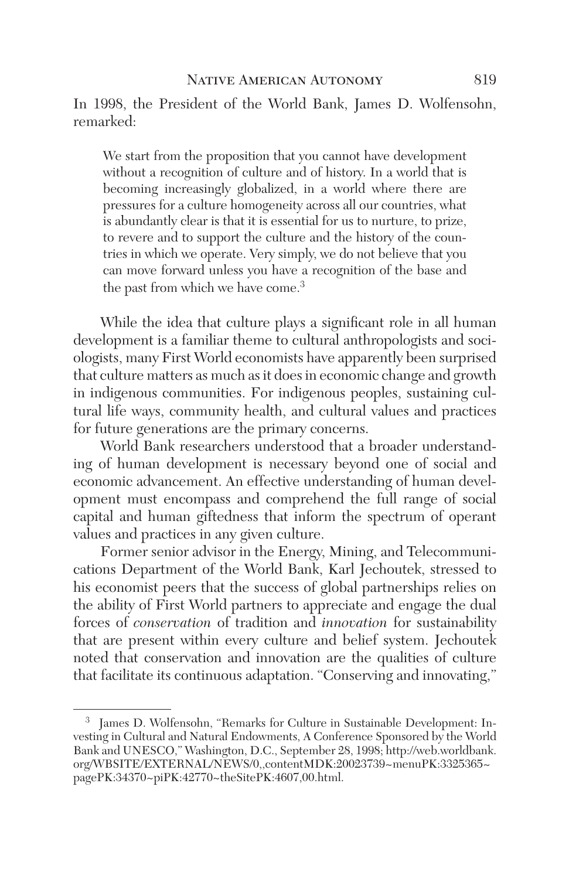In 1998, the President of the World Bank, James D. Wolfensohn, remarked:

> We start from the proposition that you cannot have development without a recognition of culture and of history. In a world that is becoming increasingly globalized, in a world where there are pressures for a culture homogeneity across all our countries, what is abundantly clear is that it is essential for us to nurture, to prize, to revere and to support the culture and the history of the countries in which we operate. Very simply, we do not believe that you can move forward unless you have a recognition of the base and the past from which we have come.[3]

While the idea that culture plays a significant role in all human development is a familiar theme to cultural anthropologists and sociologists, many First World economists have apparently been surprised that culture matters as much as it does in economic change and growth in indigenous communities. For indigenous peoples, sustaining cultural life ways, community health, and cultural values and practices for future generations are the primary concerns.

World Bank researchers understood that a broader understanding of human development is necessary beyond one of social and economic advancement. An effective understanding of human development must encompass and comprehend the full range of social capital and human giftedness that inform the spectrum of operant values and practices in any given culture.

Former senior advisor in the Energy, Mining, and Telecommunications Department of the World Bank, Karl Jechoutek, stressed to his economist peers that the success of global partnerships relies on the ability of First World partners to appreciate and engage the dual forces of *conservation* of tradition and *innovation* for sustainability that are present within every culture and belief system. Jechoutek noted that conservation and innovation are the qualities of culture that facilitate its continuous adaptation. "Conserving and innovating,"

---

[3] James D. Wolfensohn, "Remarks for Culture in Sustainable Development: Investing in Cultural and Natural Endowments, A Conference Sponsored by the World Bank and UNESCO," Washington, D.C., September 28, 1998; http://web.worldbank.org/WBSITE/EXTERNAL/NEWS/0,,contentMDK:20023739~menuPK:3325365~pagePK:34370~piPK:42770~theSitePK:4607,00.html.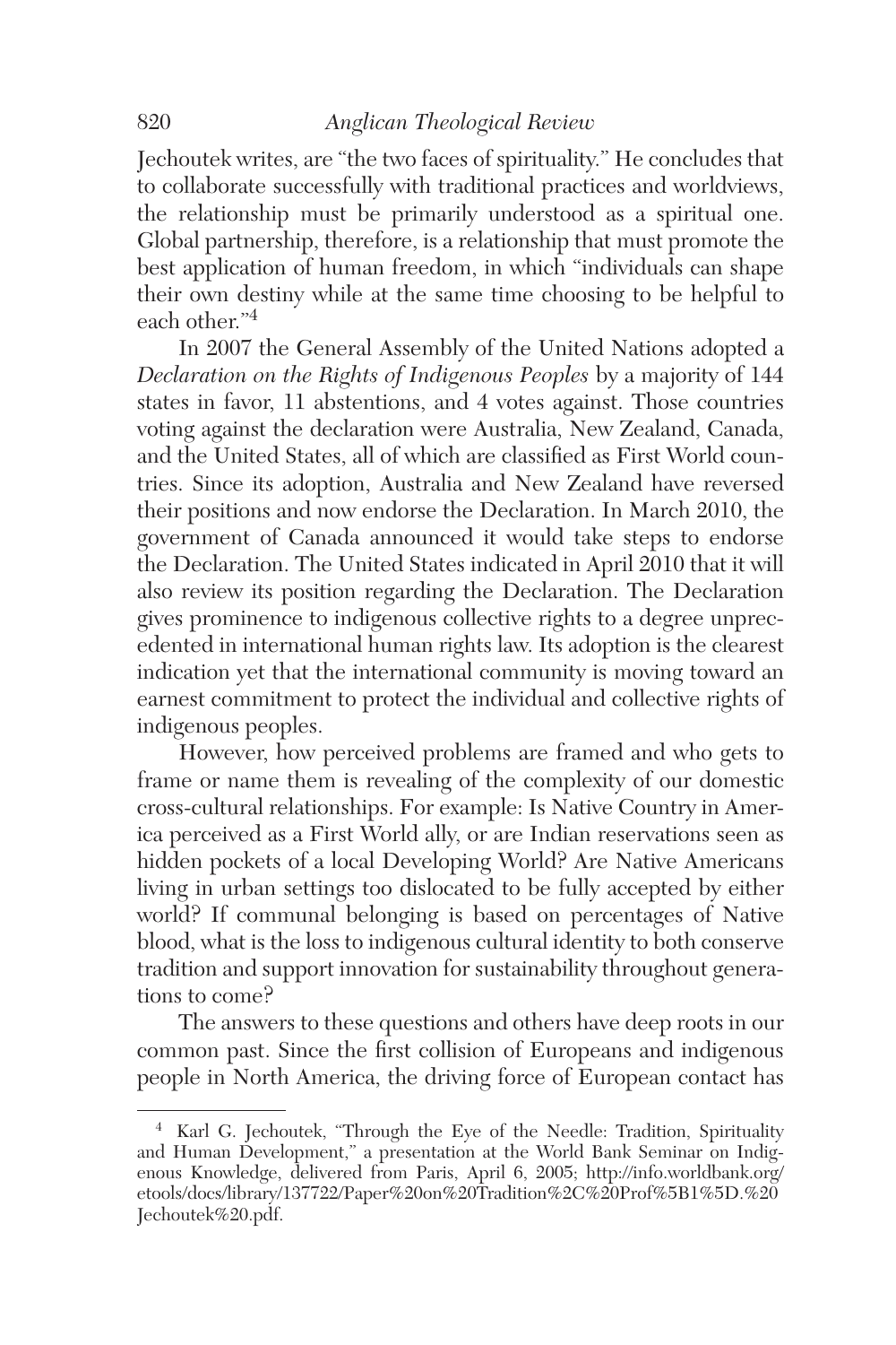Jechoutek writes, are "the two faces of spirituality." He concludes that to collaborate successfully with traditional practices and worldviews, the relationship must be primarily understood as a spiritual one. Global partnership, therefore, is a relationship that must promote the best application of human freedom, in which "individuals can shape their own destiny while at the same time choosing to be helpful to each other."[4]

In 2007 the General Assembly of the United Nations adopted a *Declaration on the Rights of Indigenous Peoples* by a majority of 144 states in favor, 11 abstentions, and 4 votes against. Those countries voting against the declaration were Australia, New Zealand, Canada, and the United States, all of which are classified as First World countries. Since its adoption, Australia and New Zealand have reversed their positions and now endorse the Declaration. In March 2010, the government of Canada announced it would take steps to endorse the Declaration. The United States indicated in April 2010 that it will also review its position regarding the Declaration. The Declaration gives prominence to indigenous collective rights to a degree unprecedented in international human rights law. Its adoption is the clearest indication yet that the international community is moving toward an earnest commitment to protect the individual and collective rights of indigenous peoples.

However, how perceived problems are framed and who gets to frame or name them is revealing of the complexity of our domestic cross-cultural relationships. For example: Is Native Country in America perceived as a First World ally, or are Indian reservations seen as hidden pockets of a local Developing World? Are Native Americans living in urban settings too dislocated to be fully accepted by either world? If communal belonging is based on percentages of Native blood, what is the loss to indigenous cultural identity to both conserve tradition and support innovation for sustainability throughout generations to come?

The answers to these questions and others have deep roots in our common past. Since the first collision of Europeans and indigenous people in North America, the driving force of European contact has

---

[4] Karl G. Jechoutek, "Through the Eye of the Needle: Tradition, Spirituality and Human Development," a presentation at the World Bank Seminar on Indigenous Knowledge, delivered from Paris, April 6, 2005; http://info.worldbank.org/etools/docs/library/137722/Paper%20on%20Tradition%2C%20Prof%5B1%5D.%20Jechoutek%20.pdf.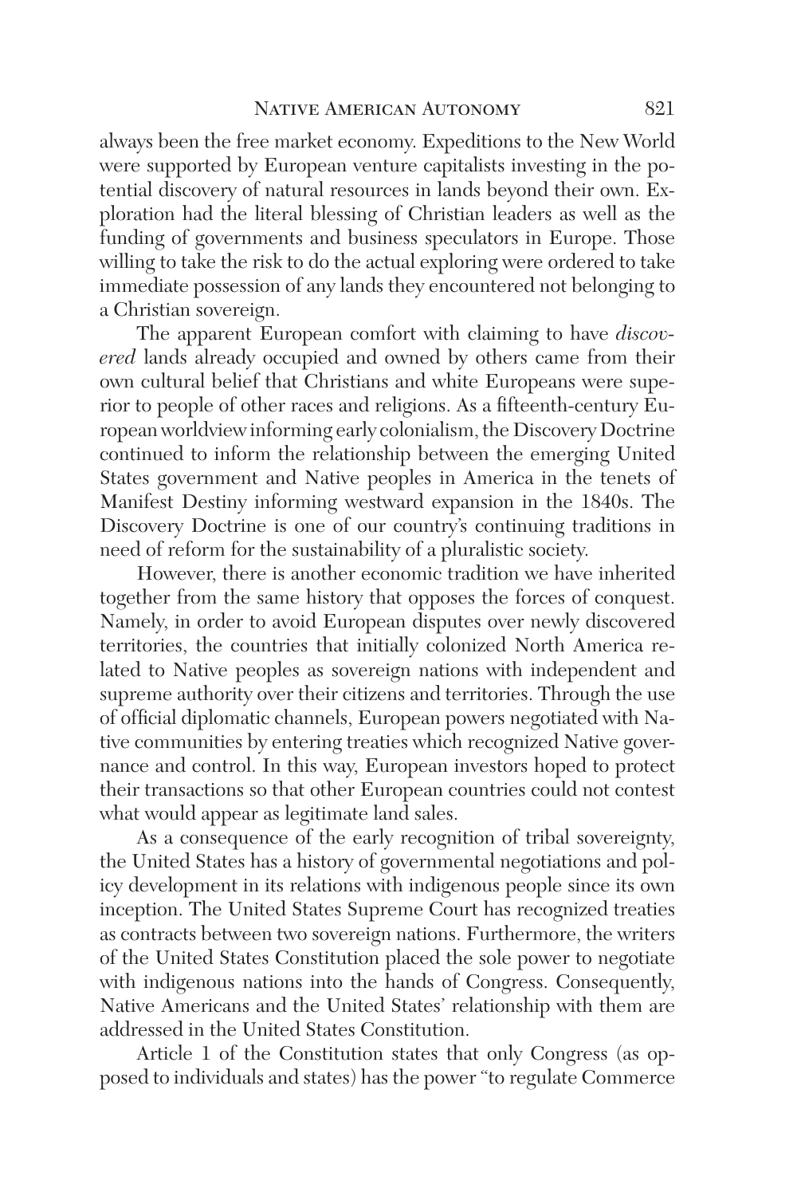always been the free market economy. Expeditions to the New World were supported by European venture capitalists investing in the potential discovery of natural resources in lands beyond their own. Exploration had the literal blessing of Christian leaders as well as the funding of governments and business speculators in Europe. Those willing to take the risk to do the actual exploring were ordered to take immediate possession of any lands they encountered not belonging to a Christian sovereign.

The apparent European comfort with claiming to have *discovered* lands already occupied and owned by others came from their own cultural belief that Christians and white Europeans were superior to people of other races and religions. As a fifteenth-century European worldview informing early colonialism, the Discovery Doctrine continued to inform the relationship between the emerging United States government and Native peoples in America in the tenets of Manifest Destiny informing westward expansion in the 1840s. The Discovery Doctrine is one of our country's continuing traditions in need of reform for the sustainability of a pluralistic society.

However, there is another economic tradition we have inherited together from the same history that opposes the forces of conquest. Namely, in order to avoid European disputes over newly discovered territories, the countries that initially colonized North America related to Native peoples as sovereign nations with independent and supreme authority over their citizens and territories. Through the use of official diplomatic channels, European powers negotiated with Native communities by entering treaties which recognized Native governance and control. In this way, European investors hoped to protect their transactions so that other European countries could not contest what would appear as legitimate land sales.

As a consequence of the early recognition of tribal sovereignty, the United States has a history of governmental negotiations and policy development in its relations with indigenous people since its own inception. The United States Supreme Court has recognized treaties as contracts between two sovereign nations. Furthermore, the writers of the United States Constitution placed the sole power to negotiate with indigenous nations into the hands of Congress. Consequently, Native Americans and the United States' relationship with them are addressed in the United States Constitution.

Article 1 of the Constitution states that only Congress (as opposed to individuals and states) has the power "to regulate Commerce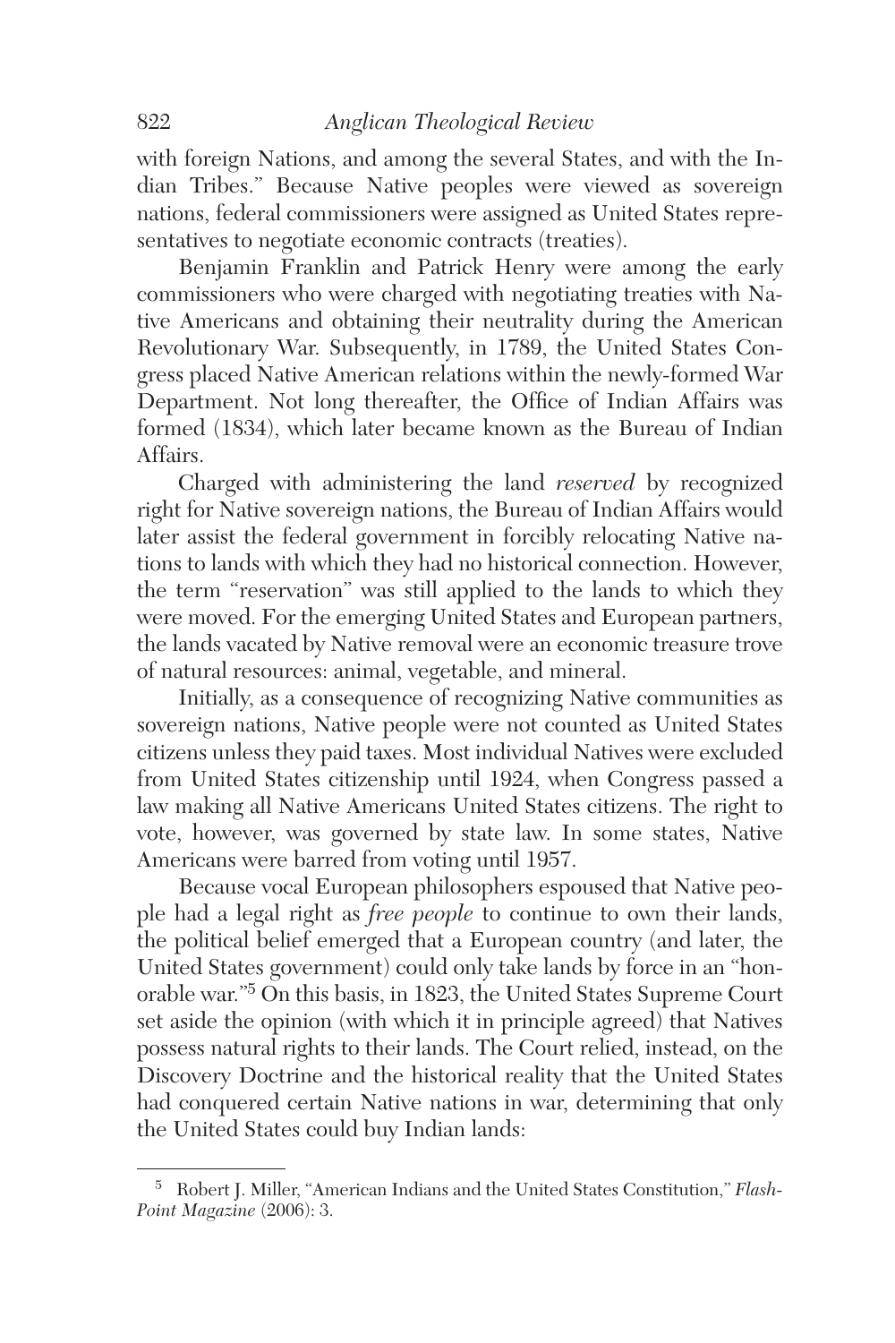with foreign Nations, and among the several States, and with the Indian Tribes." Because Native peoples were viewed as sovereign nations, federal commissioners were assigned as United States representatives to negotiate economic contracts (treaties).

Benjamin Franklin and Patrick Henry were among the early commissioners who were charged with negotiating treaties with Native Americans and obtaining their neutrality during the American Revolutionary War. Subsequently, in 1789, the United States Congress placed Native American relations within the newly-formed War Department. Not long thereafter, the Office of Indian Affairs was formed (1834), which later became known as the Bureau of Indian Affairs.

Charged with administering the land *reserved* by recognized right for Native sovereign nations, the Bureau of Indian Affairs would later assist the federal government in forcibly relocating Native nations to lands with which they had no historical connection. However, the term "reservation" was still applied to the lands to which they were moved. For the emerging United States and European partners, the lands vacated by Native removal were an economic treasure trove of natural resources: animal, vegetable, and mineral.

Initially, as a consequence of recognizing Native communities as sovereign nations, Native people were not counted as United States citizens unless they paid taxes. Most individual Natives were excluded from United States citizenship until 1924, when Congress passed a law making all Native Americans United States citizens. The right to vote, however, was governed by state law. In some states, Native Americans were barred from voting until 1957.

Because vocal European philosophers espoused that Native people had a legal right as *free people* to continue to own their lands, the political belief emerged that a European country (and later, the United States government) could only take lands by force in an "honorable war."[5] On this basis, in 1823, the United States Supreme Court set aside the opinion (with which it in principle agreed) that Natives possess natural rights to their lands. The Court relied, instead, on the Discovery Doctrine and the historical reality that the United States had conquered certain Native nations in war, determining that only the United States could buy Indian lands:

[5] Robert J. Miller, "American Indians and the United States Constitution," *Flash-Point Magazine* (2006): 3.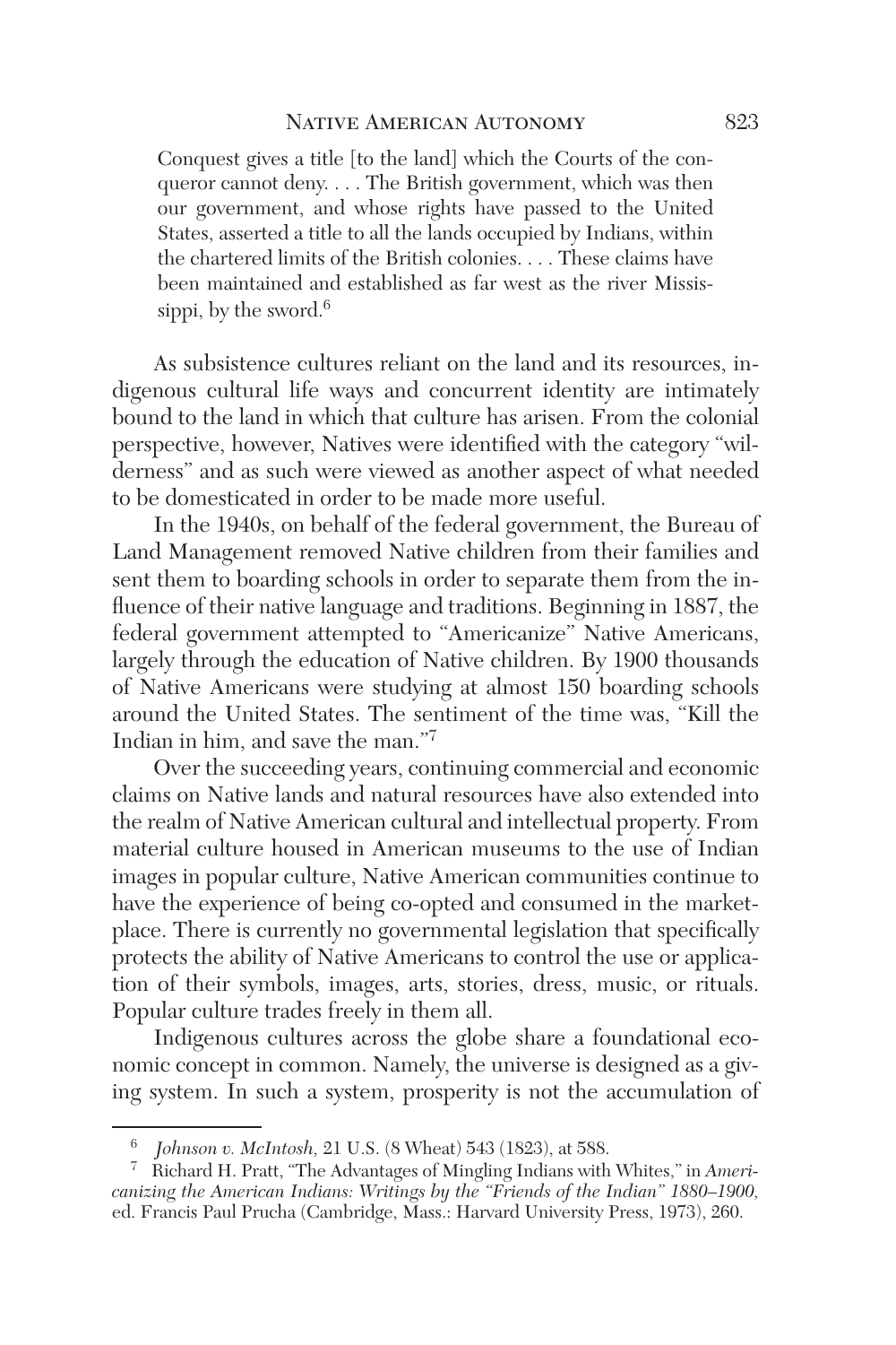> Conquest gives a title [to the land] which the Courts of the conqueror cannot deny. . . . The British government, which was then our government, and whose rights have passed to the United States, asserted a title to all the lands occupied by Indians, within the chartered limits of the British colonies. . . . These claims have been maintained and established as far west as the river Mississippi, by the sword.[6]

As subsistence cultures reliant on the land and its resources, indigenous cultural life ways and concurrent identity are intimately bound to the land in which that culture has arisen. From the colonial perspective, however, Natives were identified with the category "wilderness" and as such were viewed as another aspect of what needed to be domesticated in order to be made more useful.

In the 1940s, on behalf of the federal government, the Bureau of Land Management removed Native children from their families and sent them to boarding schools in order to separate them from the influence of their native language and traditions. Beginning in 1887, the federal government attempted to "Americanize" Native Americans, largely through the education of Native children. By 1900 thousands of Native Americans were studying at almost 150 boarding schools around the United States. The sentiment of the time was, "Kill the Indian in him, and save the man."[7]

Over the succeeding years, continuing commercial and economic claims on Native lands and natural resources have also extended into the realm of Native American cultural and intellectual property. From material culture housed in American museums to the use of Indian images in popular culture, Native American communities continue to have the experience of being co-opted and consumed in the marketplace. There is currently no governmental legislation that specifically protects the ability of Native Americans to control the use or application of their symbols, images, arts, stories, dress, music, or rituals. Popular culture trades freely in them all.

Indigenous cultures across the globe share a foundational economic concept in common. Namely, the universe is designed as a giving system. In such a system, prosperity is not the accumulation of

---

[6] *Johnson v. McIntosh,* 21 U.S. (8 Wheat) 543 (1823), at 588.

[7] Richard H. Pratt, "The Advantages of Mingling Indians with Whites," in *Americanizing the American Indians: Writings by the "Friends of the Indian" 1880–1900,* ed. Francis Paul Prucha (Cambridge, Mass.: Harvard University Press, 1973), 260.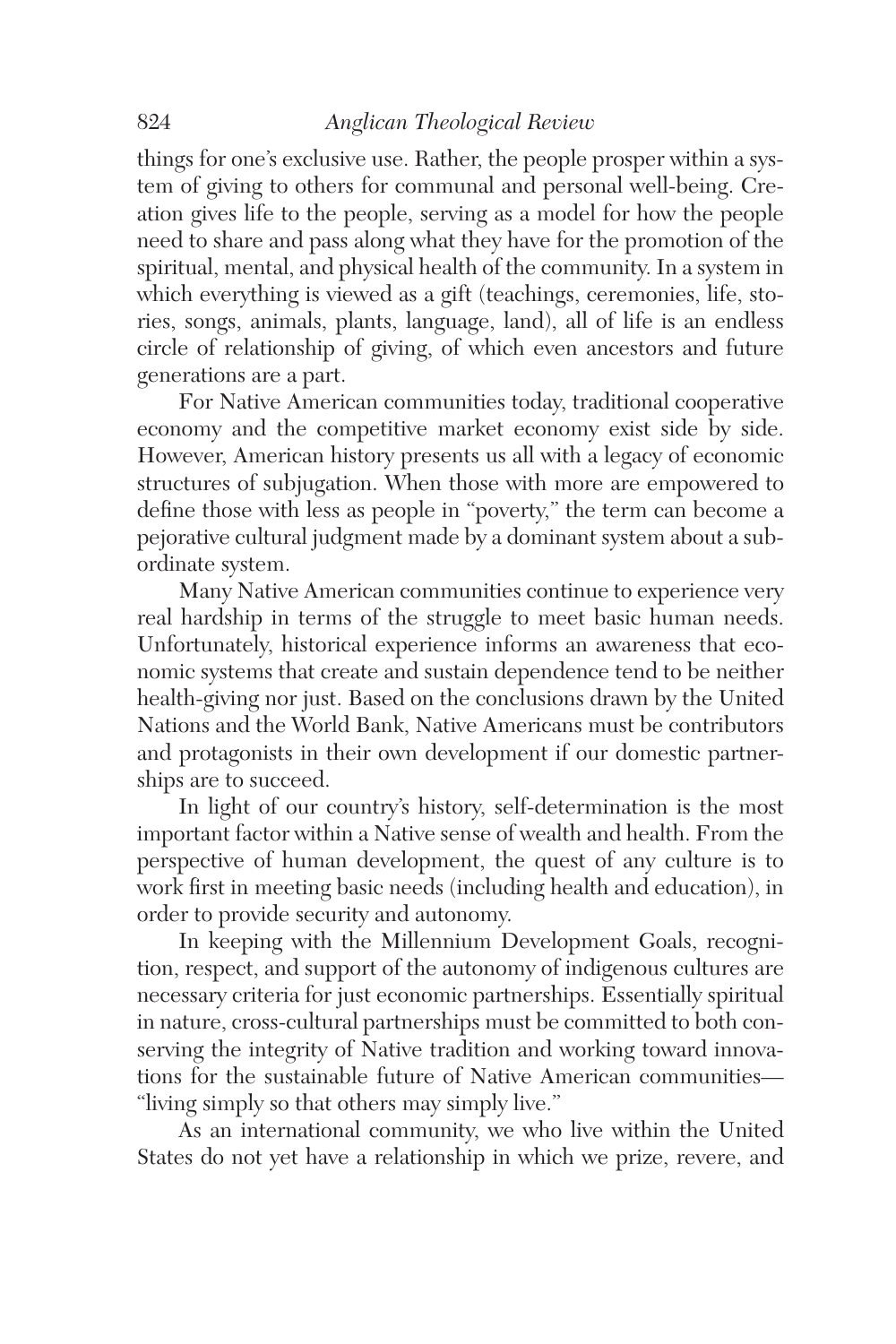things for one's exclusive use. Rather, the people prosper within a system of giving to others for communal and personal well-being. Creation gives life to the people, serving as a model for how the people need to share and pass along what they have for the promotion of the spiritual, mental, and physical health of the community. In a system in which everything is viewed as a gift (teachings, ceremonies, life, stories, songs, animals, plants, language, land), all of life is an endless circle of relationship of giving, of which even ancestors and future generations are a part.

For Native American communities today, traditional cooperative economy and the competitive market economy exist side by side. However, American history presents us all with a legacy of economic structures of subjugation. When those with more are empowered to define those with less as people in "poverty," the term can become a pejorative cultural judgment made by a dominant system about a subordinate system.

Many Native American communities continue to experience very real hardship in terms of the struggle to meet basic human needs. Unfortunately, historical experience informs an awareness that economic systems that create and sustain dependence tend to be neither health-giving nor just. Based on the conclusions drawn by the United Nations and the World Bank, Native Americans must be contributors and protagonists in their own development if our domestic partnerships are to succeed.

In light of our country's history, self-determination is the most important factor within a Native sense of wealth and health. From the perspective of human development, the quest of any culture is to work first in meeting basic needs (including health and education), in order to provide security and autonomy.

In keeping with the Millennium Development Goals, recognition, respect, and support of the autonomy of indigenous cultures are necessary criteria for just economic partnerships. Essentially spiritual in nature, cross-cultural partnerships must be committed to both conserving the integrity of Native tradition and working toward innovations for the sustainable future of Native American communities—"living simply so that others may simply live."

As an international community, we who live within the United States do not yet have a relationship in which we prize, revere, and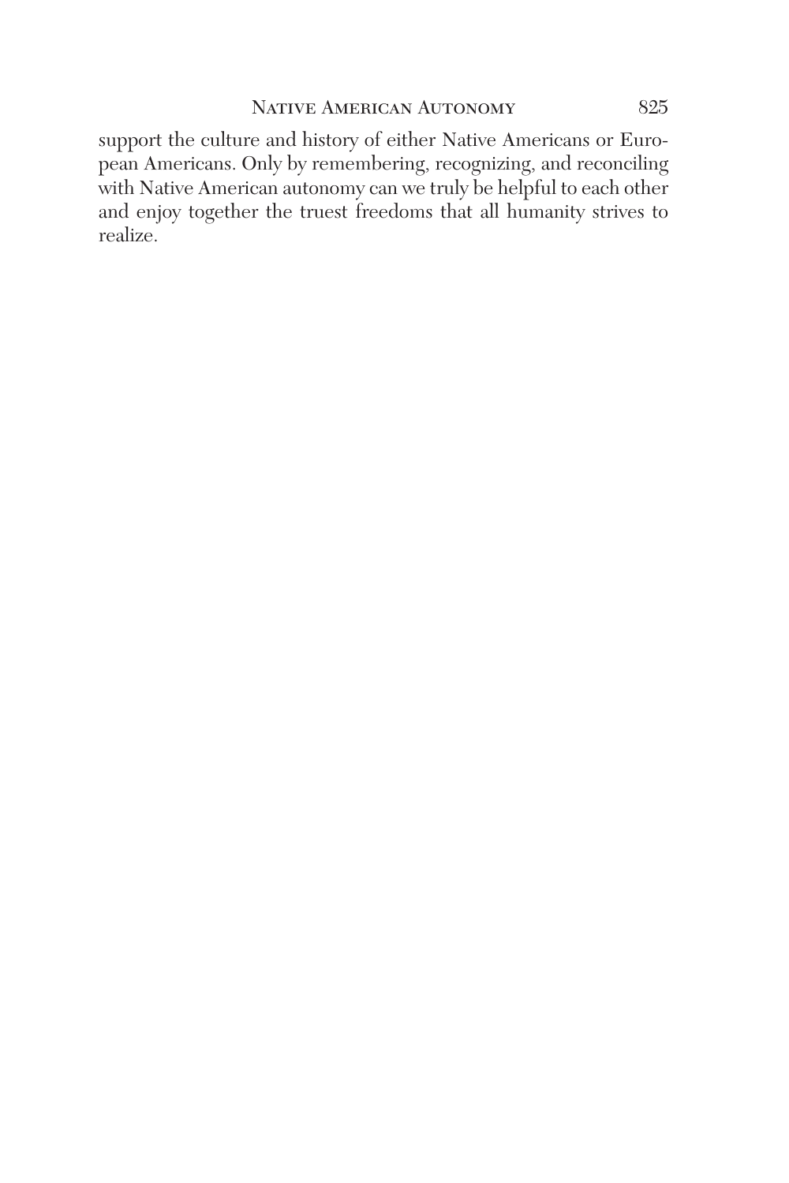support the culture and history of either Native Americans or European Americans. Only by remembering, recognizing, and reconciling with Native American autonomy can we truly be helpful to each other and enjoy together the truest freedoms that all humanity strives to realize.